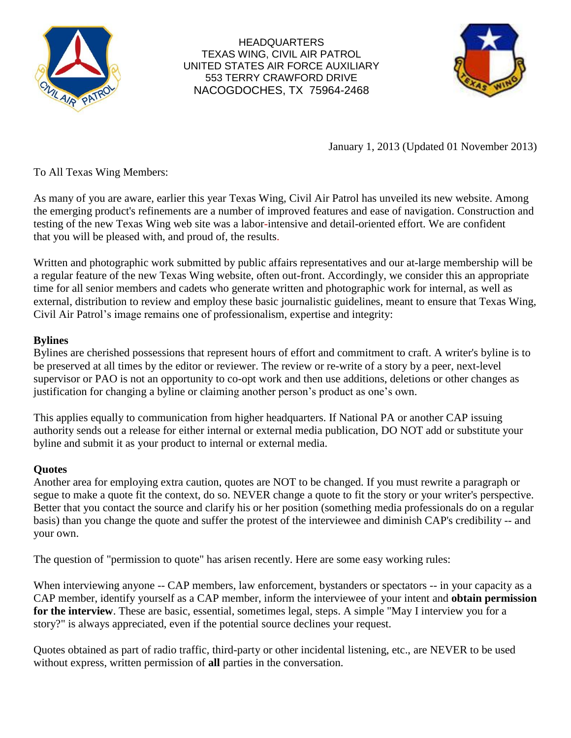HEADQUARTERS
TEXAS WING, CIVIL AIR PATROL
UNITED STATES AIR FORCE AUXILIARY
553 TERRY CRAWFORD DRIVE
NACOGDOCHES, TX 75964-2468

January 1, 2013 (Updated 01 November 2013)

To All Texas Wing Members:

As many of you are aware, earlier this year Texas Wing, Civil Air Patrol has unveiled its new website. Among the emerging product's refinements are a number of improved features and ease of navigation. Construction and testing of the new Texas Wing web site was a labor-intensive and detail-oriented effort. We are confident that you will be pleased with, and proud of, the results.

Written and photographic work submitted by public affairs representatives and our at-large membership will be a regular feature of the new Texas Wing website, often out-front. Accordingly, we consider this an appropriate time for all senior members and cadets who generate written and photographic work for internal, as well as external, distribution to review and employ these basic journalistic guidelines, meant to ensure that Texas Wing, Civil Air Patrol's image remains one of professionalism, expertise and integrity:

**Bylines**

Bylines are cherished possessions that represent hours of effort and commitment to craft. A writer's byline is to be preserved at all times by the editor or reviewer. The review or re-write of a story by a peer, next-level supervisor or PAO is not an opportunity to co-opt work and then use additions, deletions or other changes as justification for changing a byline or claiming another person's product as one's own.

This applies equally to communication from higher headquarters. If National PA or another CAP issuing authority sends out a release for either internal or external media publication, DO NOT add or substitute your byline and submit it as your product to internal or external media.

**Quotes**

Another area for employing extra caution, quotes are NOT to be changed. If you must rewrite a paragraph or segue to make a quote fit the context, do so. NEVER change a quote to fit the story or your writer's perspective. Better that you contact the source and clarify his or her position (something media professionals do on a regular basis) than you change the quote and suffer the protest of the interviewee and diminish CAP's credibility -- and your own.

The question of "permission to quote" has arisen recently. Here are some easy working rules:

When interviewing anyone -- CAP members, law enforcement, bystanders or spectators -- in your capacity as a CAP member, identify yourself as a CAP member, inform the interviewee of your intent and **obtain permission for the interview**. These are basic, essential, sometimes legal, steps. A simple "May I interview you for a story?" is always appreciated, even if the potential source declines your request.

Quotes obtained as part of radio traffic, third-party or other incidental listening, etc., are NEVER to be used without express, written permission of **all** parties in the conversation.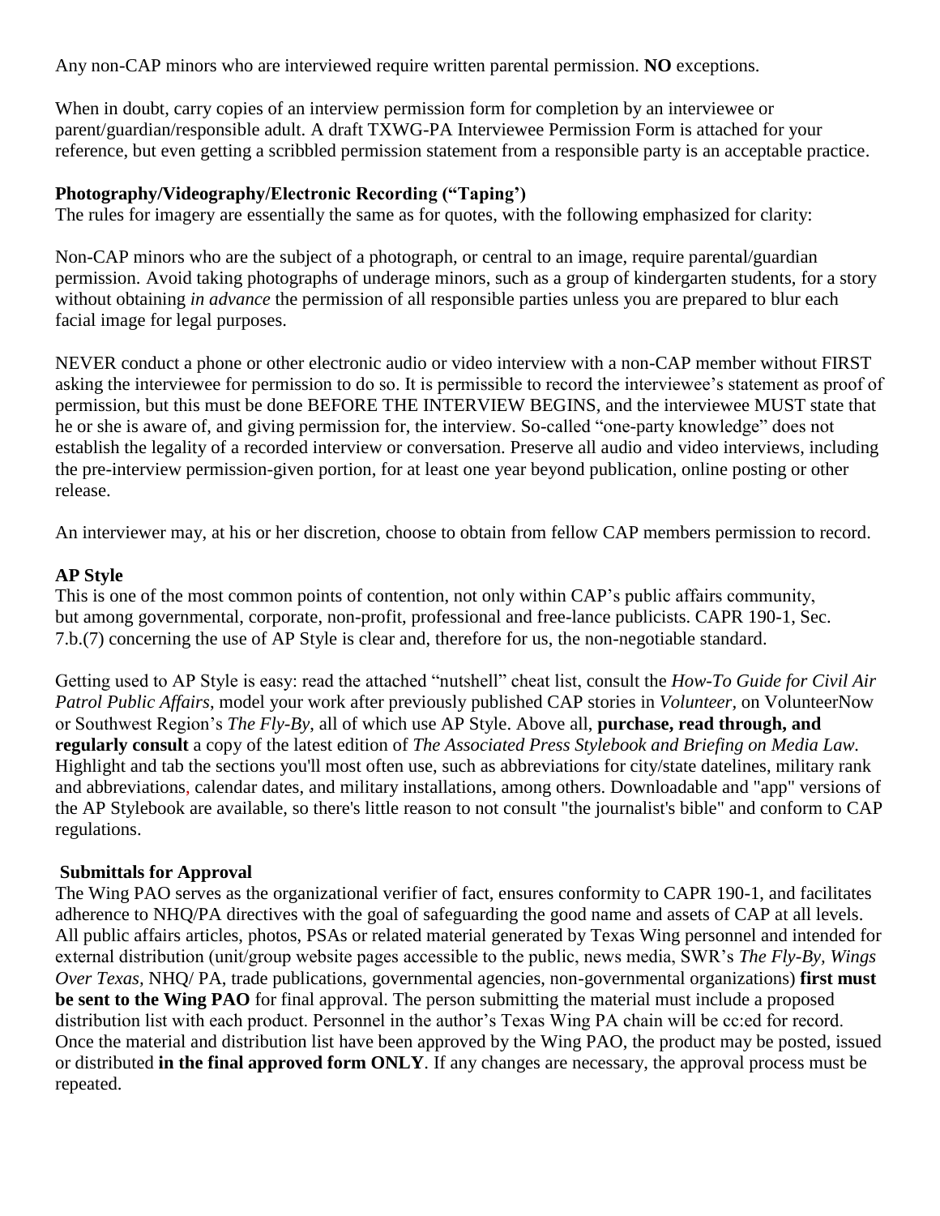Any non-CAP minors who are interviewed require written parental permission. **NO** exceptions.

When in doubt, carry copies of an interview permission form for completion by an interviewee or parent/guardian/responsible adult. A draft TXWG-PA Interviewee Permission Form is attached for your reference, but even getting a scribbled permission statement from a responsible party is an acceptable practice.

**Photography/Videography/Electronic Recording ("Taping')**

The rules for imagery are essentially the same as for quotes, with the following emphasized for clarity:

Non-CAP minors who are the subject of a photograph, or central to an image, require parental/guardian permission. Avoid taking photographs of underage minors, such as a group of kindergarten students, for a story without obtaining *in advance* the permission of all responsible parties unless you are prepared to blur each facial image for legal purposes.

NEVER conduct a phone or other electronic audio or video interview with a non-CAP member without FIRST asking the interviewee for permission to do so. It is permissible to record the interviewee's statement as proof of permission, but this must be done BEFORE THE INTERVIEW BEGINS, and the interviewee MUST state that he or she is aware of, and giving permission for, the interview. So-called "one-party knowledge" does not establish the legality of a recorded interview or conversation. Preserve all audio and video interviews, including the pre-interview permission-given portion, for at least one year beyond publication, online posting or other release.

An interviewer may, at his or her discretion, choose to obtain from fellow CAP members permission to record.

**AP Style**

This is one of the most common points of contention, not only within CAP's public affairs community, but among governmental, corporate, non-profit, professional and free-lance publicists. CAPR 190-1, Sec. 7.b.(7) concerning the use of AP Style is clear and, therefore for us, the non-negotiable standard.

Getting used to AP Style is easy: read the attached "nutshell" cheat list, consult the *How-To Guide for Civil Air Patrol Public Affairs*, model your work after previously published CAP stories in *Volunteer,* on VolunteerNow or Southwest Region's *The Fly-By*, all of which use AP Style. Above all, **purchase, read through, and regularly consult** a copy of the latest edition of *The Associated Press Stylebook and Briefing on Media Law.* Highlight and tab the sections you'll most often use, such as abbreviations for city/state datelines, military rank and abbreviations, calendar dates, and military installations, among others. Downloadable and "app" versions of the AP Stylebook are available, so there's little reason to not consult "the journalist's bible" and conform to CAP regulations.

**Submittals for Approval**

The Wing PAO serves as the organizational verifier of fact, ensures conformity to CAPR 190-1, and facilitates adherence to NHQ/PA directives with the goal of safeguarding the good name and assets of CAP at all levels. All public affairs articles, photos, PSAs or related material generated by Texas Wing personnel and intended for external distribution (unit/group website pages accessible to the public, news media, SWR's *The Fly-By, Wings Over Texas,* NHQ/ PA, trade publications, governmental agencies, non-governmental organizations) **first must be sent to the Wing PAO** for final approval. The person submitting the material must include a proposed distribution list with each product. Personnel in the author's Texas Wing PA chain will be cc:ed for record. Once the material and distribution list have been approved by the Wing PAO, the product may be posted, issued or distributed **in the final approved form ONLY**. If any changes are necessary, the approval process must be repeated.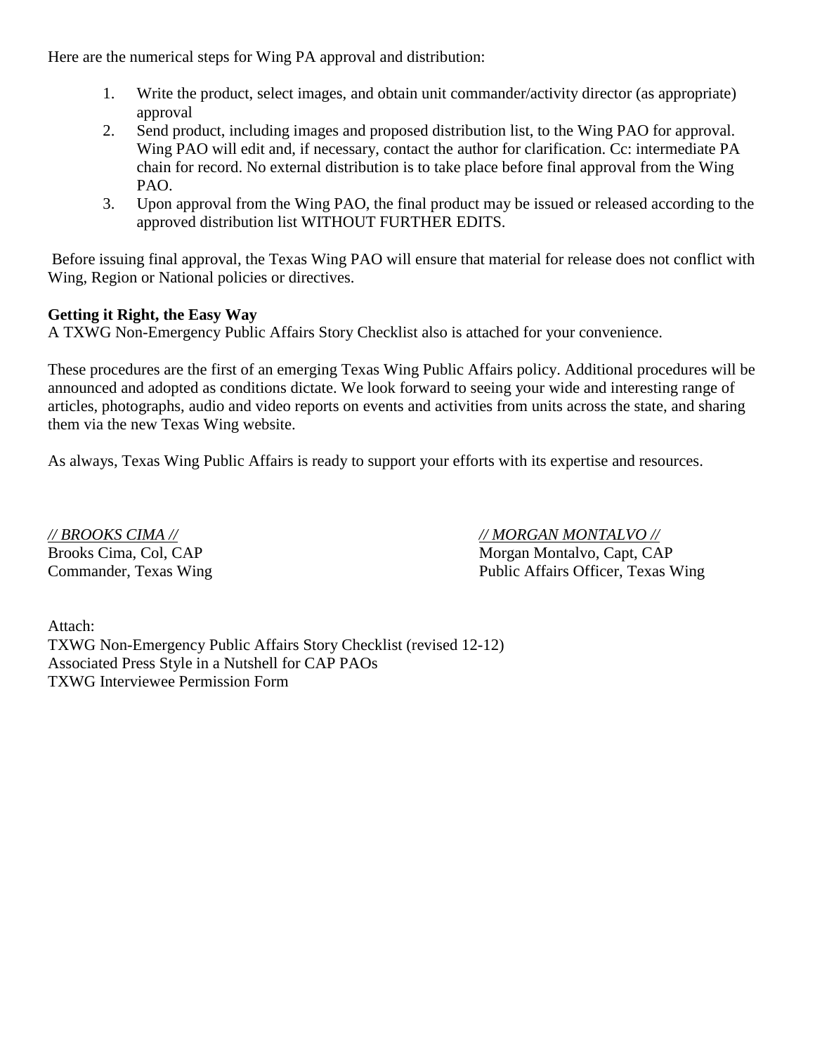Here are the numerical steps for Wing PA approval and distribution:

1. Write the product, select images, and obtain unit commander/activity director (as appropriate) approval
2. Send product, including images and proposed distribution list, to the Wing PAO for approval. Wing PAO will edit and, if necessary, contact the author for clarification. Cc: intermediate PA chain for record. No external distribution is to take place before final approval from the Wing PAO.
3. Upon approval from the Wing PAO, the final product may be issued or released according to the approved distribution list WITHOUT FURTHER EDITS.

Before issuing final approval, the Texas Wing PAO will ensure that material for release does not conflict with Wing, Region or National policies or directives.

**Getting it Right, the Easy Way**
A TXWG Non-Emergency Public Affairs Story Checklist also is attached for your convenience.

These procedures are the first of an emerging Texas Wing Public Affairs policy. Additional procedures will be announced and adopted as conditions dictate. We look forward to seeing your wide and interesting range of articles, photographs, audio and video reports on events and activities from units across the state, and sharing them via the new Texas Wing website.

As always, Texas Wing Public Affairs is ready to support your efforts with its expertise and resources.

*// BROOKS CIMA //*
Brooks Cima, Col, CAP
Commander, Texas Wing

*// MORGAN MONTALVO //*
Morgan Montalvo, Capt, CAP
Public Affairs Officer, Texas Wing

Attach:
TXWG Non-Emergency Public Affairs Story Checklist (revised 12-12)
Associated Press Style in a Nutshell for CAP PAOs
TXWG Interviewee Permission Form